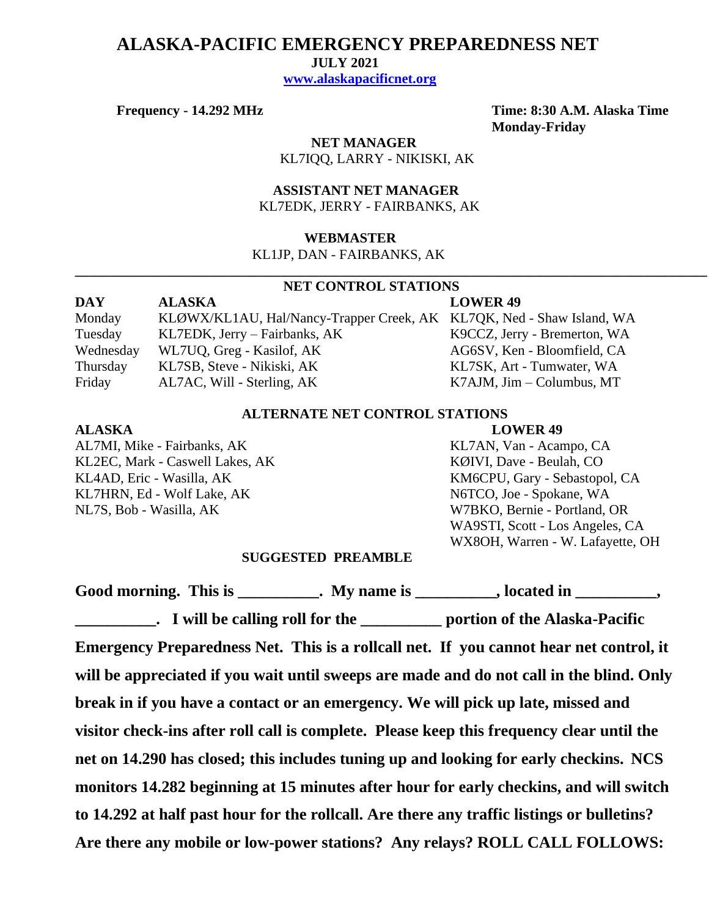# ALASKA-PACIFIC EMERGENCY PREPAREDNESS NET

**JULY 2021**

**[www.alaskapacificnet.org](http://www.alaskapacificnet.org)**

**Frequency - 14.292 MHz**

**Time: 8:30 A.M. Alaska Time Monday-Friday**

**NET MANAGER**
KL7IQQ, LARRY - NIKISKI, AK

**ASSISTANT NET MANAGER**
KL7EDK, JERRY - FAIRBANKS, AK

**WEBMASTER**
KL1JP, DAN - FAIRBANKS, AK

---

## NET CONTROL STATIONS

| DAY | ALASKA | LOWER 49 |
|---|---|---|
| Monday | KLØWX/KL1AU, Hal/Nancy-Trapper Creek, AK | KL7QK, Ned - Shaw Island, WA |
| Tuesday | KL7EDK, Jerry – Fairbanks, AK | K9CCZ, Jerry - Bremerton, WA |
| Wednesday | WL7UQ, Greg - Kasilof, AK | AG6SV, Ken - Bloomfield, CA |
| Thursday | KL7SB, Steve - Nikiski, AK | KL7SK, Art - Tumwater, WA |
| Friday | AL7AC, Will - Sterling, AK | K7AJM, Jim – Columbus, MT |

## ALTERNATE NET CONTROL STATIONS

| ALASKA | LOWER 49 |
|---|---|
| AL7MI, Mike - Fairbanks, AK | KL7AN, Van - Acampo, CA |
| KL2EC, Mark - Caswell Lakes, AK | KØIVI, Dave - Beulah, CO |
| KL4AD, Eric - Wasilla, AK | KM6CPU, Gary - Sebastopol, CA |
| KL7HRN, Ed - Wolf Lake, AK | N6TCO, Joe - Spokane, WA |
| NL7S, Bob - Wasilla, AK | W7BKO, Bernie - Portland, OR |
| | WA9STI, Scott - Los Angeles, CA |
| | WX8OH, Warren - W. Lafayette, OH |

## SUGGESTED PREAMBLE

**Good morning. This is __________. My name is __________, located in __________, __________. I will be calling roll for the __________ portion of the Alaska-Pacific Emergency Preparedness Net. This is a rollcall net. If you cannot hear net control, it will be appreciated if you wait until sweeps are made and do not call in the blind. Only break in if you have a contact or an emergency. We will pick up late, missed and visitor check-ins after roll call is complete. Please keep this frequency clear until the net on 14.290 has closed; this includes tuning up and looking for early checkins. NCS monitors 14.282 beginning at 15 minutes after hour for early checkins, and will switch to 14.292 at half past hour for the rollcall. Are there any traffic listings or bulletins? Are there any mobile or low-power stations? Any relays? ROLL CALL FOLLOWS:**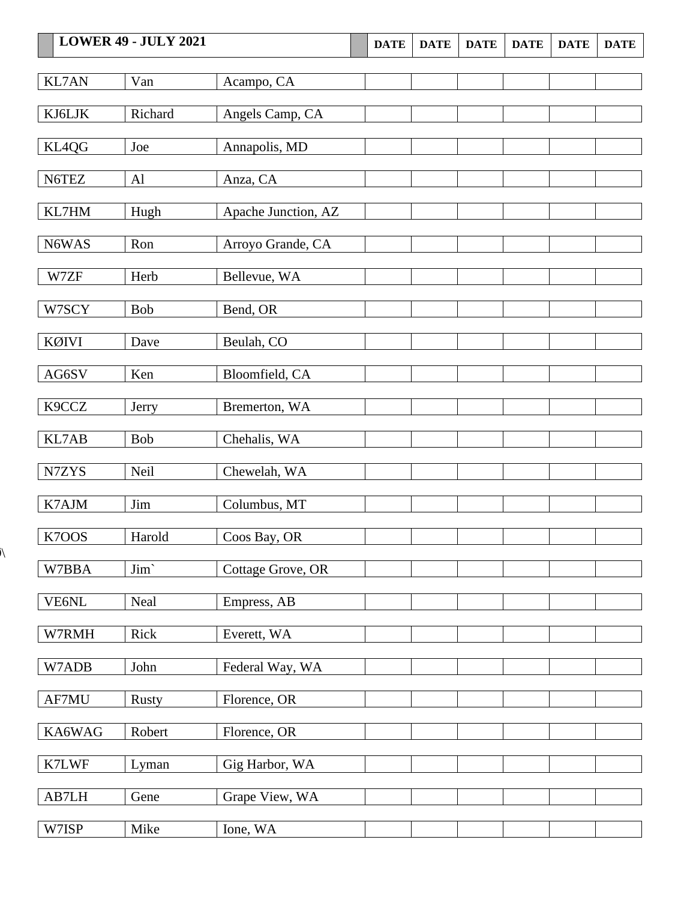| LOWER 49 - JULY 2021 | | | DATE | DATE | DATE | DATE | DATE | DATE |
|---|---|---|---|---|---|---|---|---|
| KL7AN | Van | Acampo, CA | | | | | | |
| KJ6LJK | Richard | Angels Camp, CA | | | | | | |
| KL4QG | Joe | Annapolis, MD | | | | | | |
| N6TEZ | Al | Anza, CA | | | | | | |
| KL7HM | Hugh | Apache Junction, AZ | | | | | | |
| N6WAS | Ron | Arroyo Grande, CA | | | | | | |
| W7ZF | Herb | Bellevue, WA | | | | | | |
| W7SCY | Bob | Bend, OR | | | | | | |
| KØIVI | Dave | Beulah, CO | | | | | | |
| AG6SV | Ken | Bloomfield, CA | | | | | | |
| K9CCZ | Jerry | Bremerton, WA | | | | | | |
| KL7AB | Bob | Chehalis, WA | | | | | | |
| N7ZYS | Neil | Chewelah, WA | | | | | | |
| K7AJM | Jim | Columbus, MT | | | | | | |
| K7OOS | Harold | Coos Bay, OR | | | | | | |
| W7BBA | Jim` | Cottage Grove, OR | | | | | | |
| VE6NL | Neal | Empress, AB | | | | | | |
| W7RMH | Rick | Everett, WA | | | | | | |
| W7ADB | John | Federal Way, WA | | | | | | |
| AF7MU | Rusty | Florence, OR | | | | | | |
| KA6WAG | Robert | Florence, OR | | | | | | |
| K7LWF | Lyman | Gig Harbor, WA | | | | | | |
| AB7LH | Gene | Grape View, WA | | | | | | |
| W7ISP | Mike | Ione, WA | | | | | | |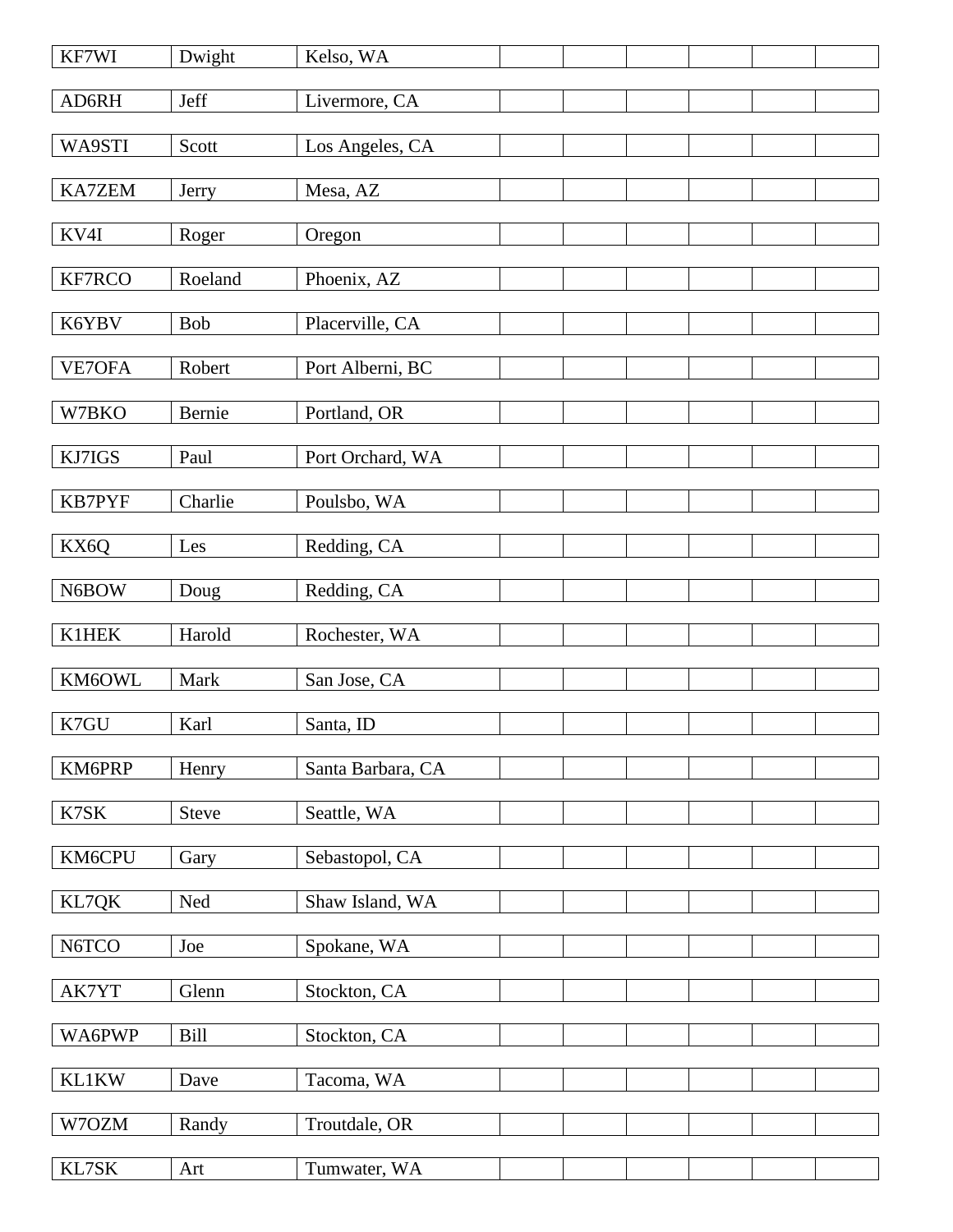| | | | | | | | | |
|---|---|---|---|---|---|---|---|---|
| KF7WI | Dwight | Kelso, WA | | | | | | |
| AD6RH | Jeff | Livermore, CA | | | | | | |
| WA9STI | Scott | Los Angeles, CA | | | | | | |
| KA7ZEM | Jerry | Mesa, AZ | | | | | | |
| KV4I | Roger | Oregon | | | | | | |
| KF7RCO | Roeland | Phoenix, AZ | | | | | | |
| K6YBV | Bob | Placerville, CA | | | | | | |
| VE7OFA | Robert | Port Alberni, BC | | | | | | |
| W7BKO | Bernie | Portland, OR | | | | | | |
| KJ7IGS | Paul | Port Orchard, WA | | | | | | |
| KB7PYF | Charlie | Poulsbo, WA | | | | | | |
| KX6Q | Les | Redding, CA | | | | | | |
| N6BOW | Doug | Redding, CA | | | | | | |
| K1HEK | Harold | Rochester, WA | | | | | | |
| KM6OWL | Mark | San Jose, CA | | | | | | |
| K7GU | Karl | Santa, ID | | | | | | |
| KM6PRP | Henry | Santa Barbara, CA | | | | | | |
| K7SK | Steve | Seattle, WA | | | | | | |
| KM6CPU | Gary | Sebastopol, CA | | | | | | |
| KL7QK | Ned | Shaw Island, WA | | | | | | |
| N6TCO | Joe | Spokane, WA | | | | | | |
| AK7YT | Glenn | Stockton, CA | | | | | | |
| WA6PWP | Bill | Stockton, CA | | | | | | |
| KL1KW | Dave | Tacoma, WA | | | | | | |
| W7OZM | Randy | Troutdale, OR | | | | | | |
| KL7SK | Art | Tumwater, WA | | | | | | |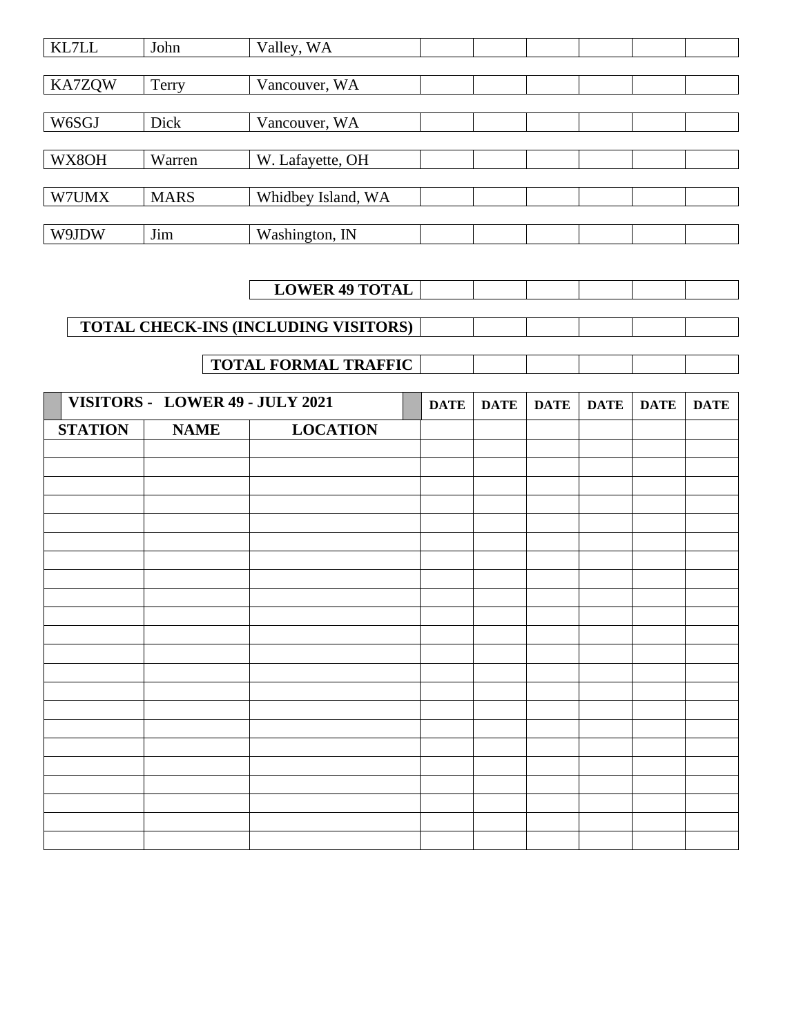| | | | | | | | | |
|---|---|---|---|---|---|---|---|---|
| KL7LL | John | Valley, WA | | | | | | |
| KA7ZQW | Terry | Vancouver, WA | | | | | | |
| W6SGJ | Dick | Vancouver, WA | | | | | | |
| WX8OH | Warren | W. Lafayette, OH | | | | | | |
| W7UMX | MARS | Whidbey Island, WA | | | | | | |
| W9JDW | Jim | Washington, IN | | | | | | |

| | | | | | | |
|---|---|---|---|---|---|---|
| **LOWER 49 TOTAL** | | | | | | |
| **TOTAL CHECK-INS (INCLUDING VISITORS)** | | | | | | |
| **TOTAL FORMAL TRAFFIC** | | | | | | |

| **VISITORS - LOWER 49 - JULY 2021** | | | **DATE** | **DATE** | **DATE** | **DATE** | **DATE** | **DATE** |
|---|---|---|---|---|---|---|---|---|
| **STATION** | **NAME** | **LOCATION** | | | | | | |
| | | | | | | | | |
| | | | | | | | | |
| | | | | | | | | |
| | | | | | | | | |
| | | | | | | | | |
| | | | | | | | | |
| | | | | | | | | |
| | | | | | | | | |
| | | | | | | | | |
| | | | | | | | | |
| | | | | | | | | |
| | | | | | | | | |
| | | | | | | | | |
| | | | | | | | | |
| | | | | | | | | |
| | | | | | | | | |
| | | | | | | | | |
| | | | | | | | | |
| | | | | | | | | |
| | | | | | | | | |
| | | | | | | | | |
| | | | | | | | | |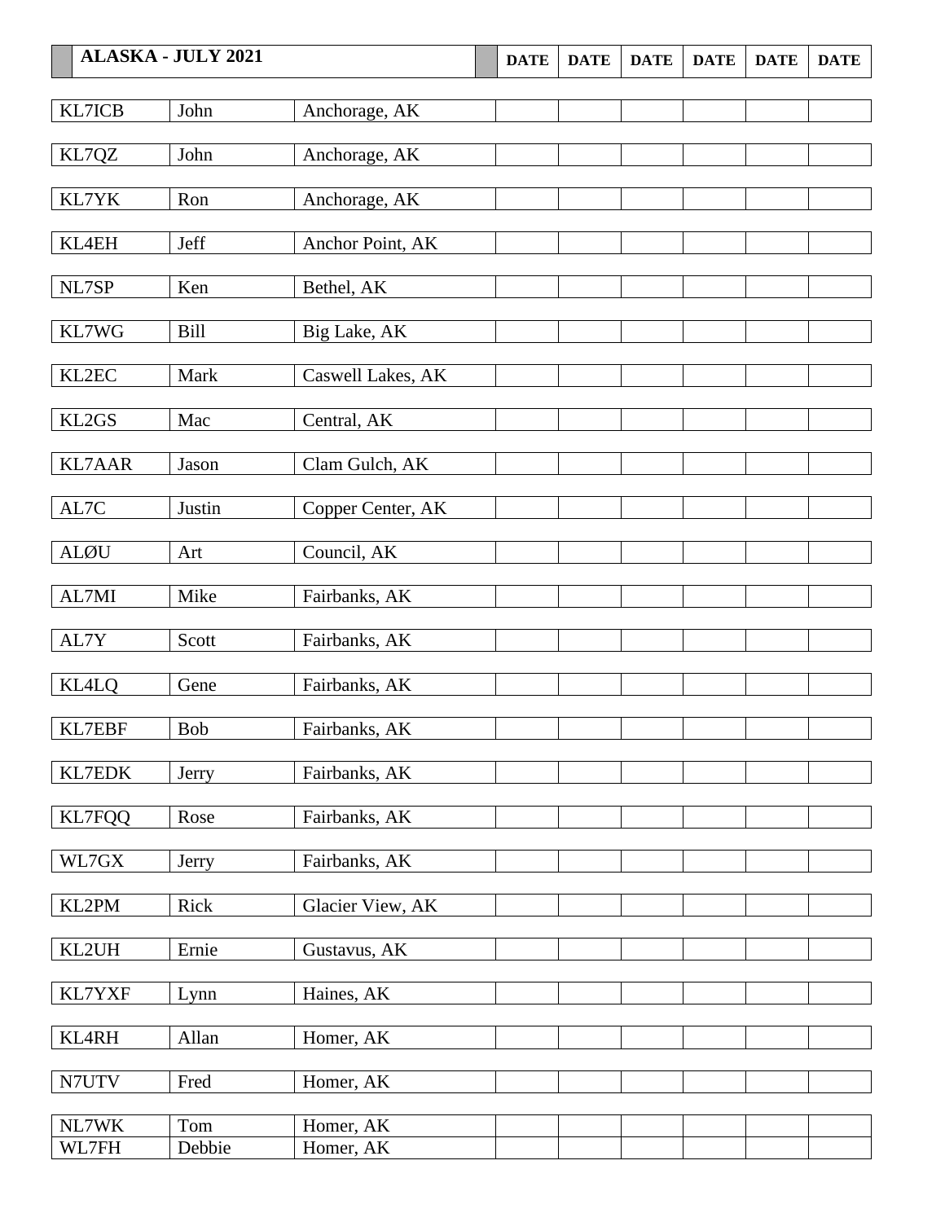| ALASKA - JULY 2021 | | | DATE | DATE | DATE | DATE | DATE | DATE |
|---|---|---|---|---|---|---|---|---|
| KL7ICB | John | Anchorage, AK | | | | | | |
| KL7QZ | John | Anchorage, AK | | | | | | |
| KL7YK | Ron | Anchorage, AK | | | | | | |
| KL4EH | Jeff | Anchor Point, AK | | | | | | |
| NL7SP | Ken | Bethel, AK | | | | | | |
| KL7WG | Bill | Big Lake, AK | | | | | | |
| KL2EC | Mark | Caswell Lakes, AK | | | | | | |
| KL2GS | Mac | Central, AK | | | | | | |
| KL7AAR | Jason | Clam Gulch, AK | | | | | | |
| AL7C | Justin | Copper Center, AK | | | | | | |
| ALØU | Art | Council, AK | | | | | | |
| AL7MI | Mike | Fairbanks, AK | | | | | | |
| AL7Y | Scott | Fairbanks, AK | | | | | | |
| KL4LQ | Gene | Fairbanks, AK | | | | | | |
| KL7EBF | Bob | Fairbanks, AK | | | | | | |
| KL7EDK | Jerry | Fairbanks, AK | | | | | | |
| KL7FQQ | Rose | Fairbanks, AK | | | | | | |
| WL7GX | Jerry | Fairbanks, AK | | | | | | |
| KL2PM | Rick | Glacier View, AK | | | | | | |
| KL2UH | Ernie | Gustavus, AK | | | | | | |
| KL7YXF | Lynn | Haines, AK | | | | | | |
| KL4RH | Allan | Homer, AK | | | | | | |
| N7UTV | Fred | Homer, AK | | | | | | |
| NL7WK | Tom | Homer, AK | | | | | | |
| WL7FH | Debbie | Homer, AK | | | | | | |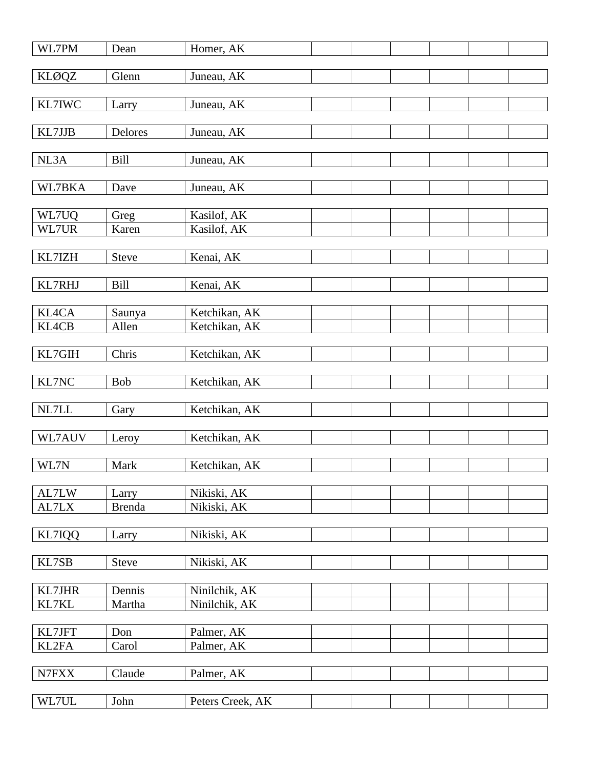| | | | | | | | |
|---|---|---|---|---|---|---|---|
| WL7PM | Dean | Homer, AK | | | | | |
| KLØQZ | Glenn | Juneau, AK | | | | | |
| KL7IWC | Larry | Juneau, AK | | | | | |
| KL7JJB | Delores | Juneau, AK | | | | | |
| NL3A | Bill | Juneau, AK | | | | | |
| WL7BKA | Dave | Juneau, AK | | | | | |
| WL7UQ | Greg | Kasilof, AK | | | | | |
| WL7UR | Karen | Kasilof, AK | | | | | |
| KL7IZH | Steve | Kenai, AK | | | | | |
| KL7RHJ | Bill | Kenai, AK | | | | | |
| KL4CA | Saunya | Ketchikan, AK | | | | | |
| KL4CB | Allen | Ketchikan, AK | | | | | |
| KL7GIH | Chris | Ketchikan, AK | | | | | |
| KL7NC | Bob | Ketchikan, AK | | | | | |
| NL7LL | Gary | Ketchikan, AK | | | | | |
| WL7AUV | Leroy | Ketchikan, AK | | | | | |
| WL7N | Mark | Ketchikan, AK | | | | | |
| AL7LW | Larry | Nikiski, AK | | | | | |
| AL7LX | Brenda | Nikiski, AK | | | | | |
| KL7IQQ | Larry | Nikiski, AK | | | | | |
| KL7SB | Steve | Nikiski, AK | | | | | |
| KL7JHR | Dennis | Ninilchik, AK | | | | | |
| KL7KL | Martha | Ninilchik, AK | | | | | |
| KL7JFT | Don | Palmer, AK | | | | | |
| KL2FA | Carol | Palmer, AK | | | | | |
| N7FXX | Claude | Palmer, AK | | | | | |
| WL7UL | John | Peters Creek, AK | | | | | |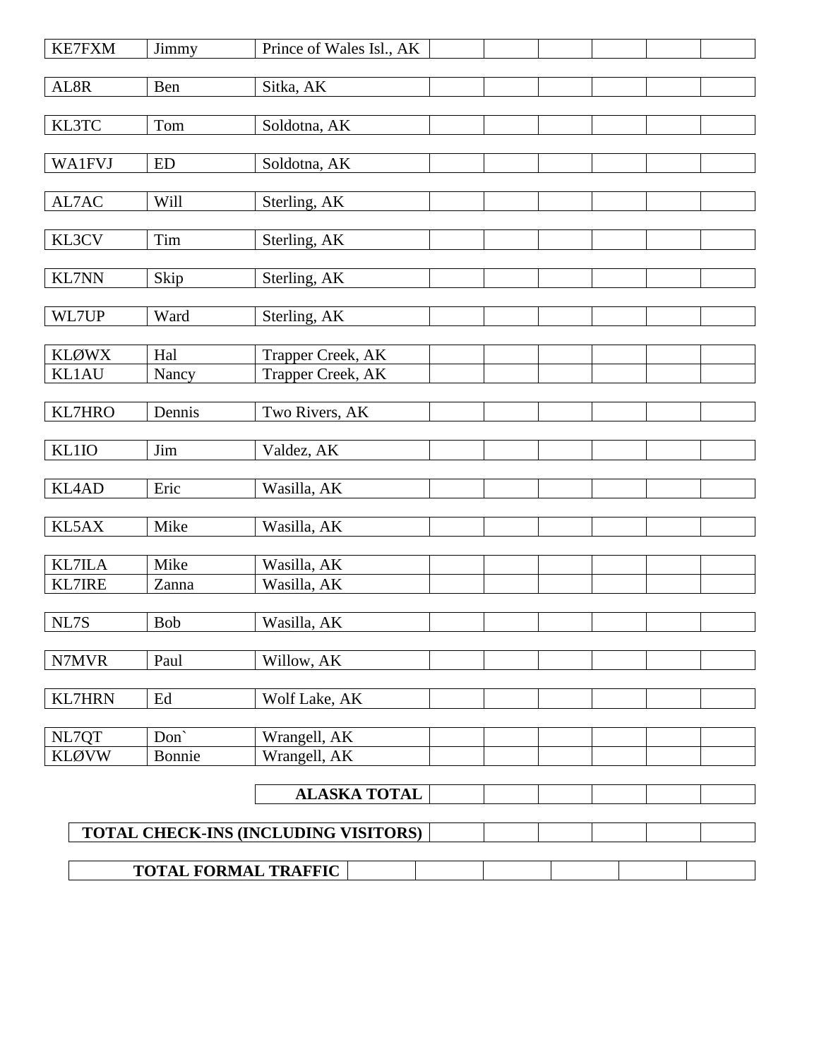| | | | | | | | | |
|---|---|---|---|---|---|---|---|---|
| KE7FXM | Jimmy | Prince of Wales Isl., AK | | | | | | |
| AL8R | Ben | Sitka, AK | | | | | | |
| KL3TC | Tom | Soldotna, AK | | | | | | |
| WA1FVJ | ED | Soldotna, AK | | | | | | |
| AL7AC | Will | Sterling, AK | | | | | | |
| KL3CV | Tim | Sterling, AK | | | | | | |
| KL7NN | Skip | Sterling, AK | | | | | | |
| WL7UP | Ward | Sterling, AK | | | | | | |
| KLØWX | Hal | Trapper Creek, AK | | | | | | |
| KL1AU | Nancy | Trapper Creek, AK | | | | | | |
| KL7HRO | Dennis | Two Rivers, AK | | | | | | |
| KL1IO | Jim | Valdez, AK | | | | | | |
| KL4AD | Eric | Wasilla, AK | | | | | | |
| KL5AX | Mike | Wasilla, AK | | | | | | |
| KL7ILA | Mike | Wasilla, AK | | | | | | |
| KL7IRE | Zanna | Wasilla, AK | | | | | | |
| NL7S | Bob | Wasilla, AK | | | | | | |
| N7MVR | Paul | Willow, AK | | | | | | |
| KL7HRN | Ed | Wolf Lake, AK | | | | | | |
| NL7QT | Don` | Wrangell, AK | | | | | | |
| KLØVW | Bonnie | Wrangell, AK | | | | | | |
| | | **ALASKA TOTAL** | | | | | | |

| | | | | | | |
|---|---|---|---|---|---|---|
| **TOTAL CHECK-INS (INCLUDING VISITORS)** | | | | | | |

| | | | | | | |
|---|---|---|---|---|---|---|
| **TOTAL FORMAL TRAFFIC** | | | | | | |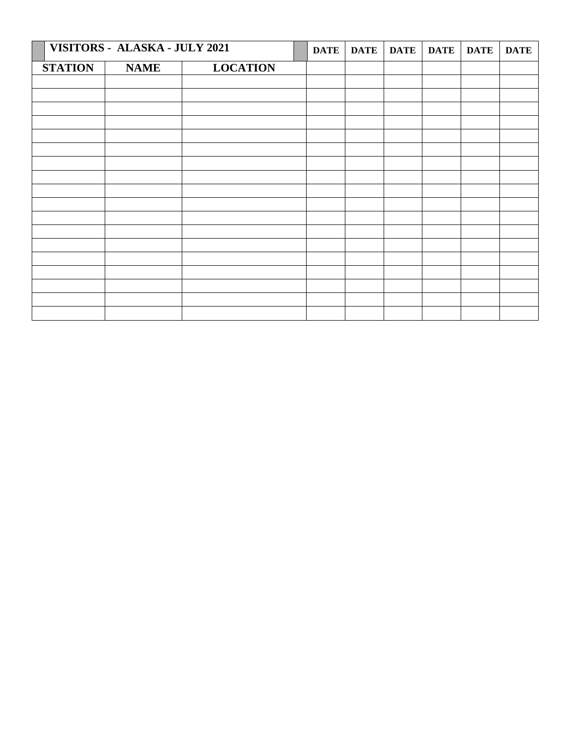| VISITORS - ALASKA - JULY 2021 | | | DATE | DATE | DATE | DATE | DATE | DATE |
|---|---|---|---|---|---|---|---|---|
| STATION | NAME | LOCATION | | | | | | |
| | | | | | | | | |
| | | | | | | | | |
| | | | | | | | | |
| | | | | | | | | |
| | | | | | | | | |
| | | | | | | | | |
| | | | | | | | | |
| | | | | | | | | |
| | | | | | | | | |
| | | | | | | | | |
| | | | | | | | | |
| | | | | | | | | |
| | | | | | | | | |
| | | | | | | | | |
| | | | | | | | | |
| | | | | | | | | |
| | | | | | | | | |
| | | | | | | | | |